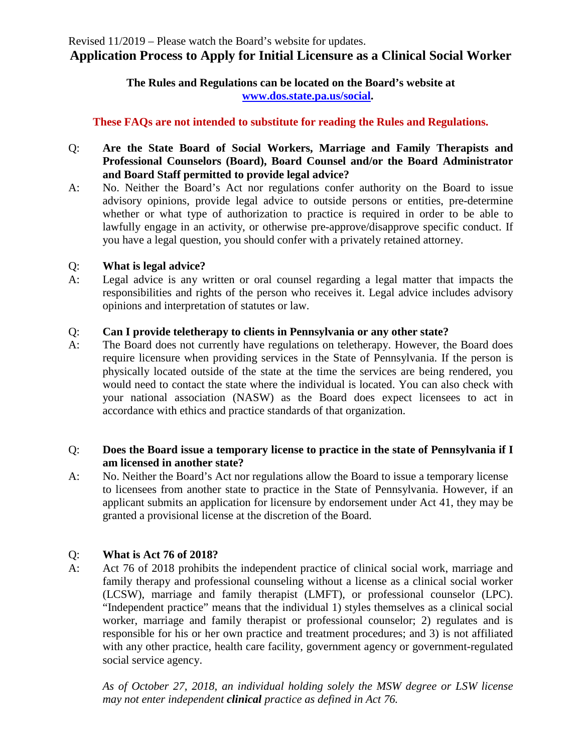Revised 11/2019 – Please watch the Board's website for updates.

# Application Process to Apply for Initial Licensure as a Clinical Social Worker

**The Rules and Regulations can be located on the Board's website at [www.dos.state.pa.us/social](www.dos.state.pa.us/social).**

**These FAQs are not intended to substitute for reading the Rules and Regulations.**

Q: **Are the State Board of Social Workers, Marriage and Family Therapists and Professional Counselors (Board), Board Counsel and/or the Board Administrator and Board Staff permitted to provide legal advice?**

A: No. Neither the Board's Act nor regulations confer authority on the Board to issue advisory opinions, provide legal advice to outside persons or entities, pre-determine whether or what type of authorization to practice is required in order to be able to lawfully engage in an activity, or otherwise pre-approve/disapprove specific conduct. If you have a legal question, you should confer with a privately retained attorney.

Q: **What is legal advice?**

A: Legal advice is any written or oral counsel regarding a legal matter that impacts the responsibilities and rights of the person who receives it. Legal advice includes advisory opinions and interpretation of statutes or law.

Q: **Can I provide teletherapy to clients in Pennsylvania or any other state?**

A: The Board does not currently have regulations on teletherapy. However, the Board does require licensure when providing services in the State of Pennsylvania. If the person is physically located outside of the state at the time the services are being rendered, you would need to contact the state where the individual is located. You can also check with your national association (NASW) as the Board does expect licensees to act in accordance with ethics and practice standards of that organization.

Q: **Does the Board issue a temporary license to practice in the state of Pennsylvania if I am licensed in another state?**

A: No. Neither the Board's Act nor regulations allow the Board to issue a temporary license to licensees from another state to practice in the State of Pennsylvania. However, if an applicant submits an application for licensure by endorsement under Act 41, they may be granted a provisional license at the discretion of the Board.

Q: **What is Act 76 of 2018?**

A: Act 76 of 2018 prohibits the independent practice of clinical social work, marriage and family therapy and professional counseling without a license as a clinical social worker (LCSW), marriage and family therapist (LMFT), or professional counselor (LPC). "Independent practice" means that the individual 1) styles themselves as a clinical social worker, marriage and family therapist or professional counselor; 2) regulates and is responsible for his or her own practice and treatment procedures; and 3) is not affiliated with any other practice, health care facility, government agency or government-regulated social service agency.

*As of October 27, 2018, an individual holding solely the MSW degree or LSW license may not enter independent **clinical** practice as defined in Act 76.*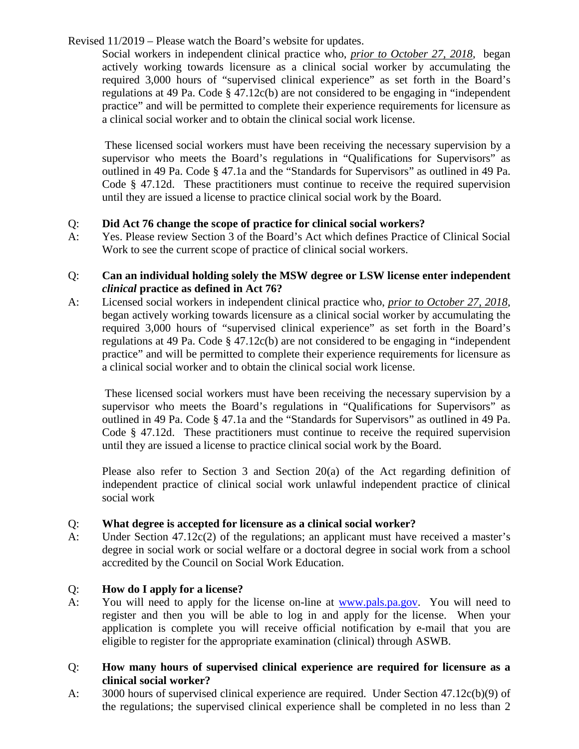Revised 11/2019 – Please watch the Board's website for updates.

Social workers in independent clinical practice who, ***prior to October 27, 2018***, began actively working towards licensure as a clinical social worker by accumulating the required 3,000 hours of "supervised clinical experience" as set forth in the Board's regulations at 49 Pa. Code § 47.12c(b) are not considered to be engaging in "independent practice" and will be permitted to complete their experience requirements for licensure as a clinical social worker and to obtain the clinical social work license.

These licensed social workers must have been receiving the necessary supervision by a supervisor who meets the Board's regulations in "Qualifications for Supervisors" as outlined in 49 Pa. Code § 47.1a and the "Standards for Supervisors" as outlined in 49 Pa. Code § 47.12d. These practitioners must continue to receive the required supervision until they are issued a license to practice clinical social work by the Board.

Q: **Did Act 76 change the scope of practice for clinical social workers?**

A: Yes. Please review Section 3 of the Board's Act which defines Practice of Clinical Social Work to see the current scope of practice of clinical social workers.

Q: **Can an individual holding solely the MSW degree or LSW license enter independent *clinical* practice as defined in Act 76?**

A: Licensed social workers in independent clinical practice who, ***prior to October 27, 2018***, began actively working towards licensure as a clinical social worker by accumulating the required 3,000 hours of "supervised clinical experience" as set forth in the Board's regulations at 49 Pa. Code § 47.12c(b) are not considered to be engaging in "independent practice" and will be permitted to complete their experience requirements for licensure as a clinical social worker and to obtain the clinical social work license.

These licensed social workers must have been receiving the necessary supervision by a supervisor who meets the Board's regulations in "Qualifications for Supervisors" as outlined in 49 Pa. Code § 47.1a and the "Standards for Supervisors" as outlined in 49 Pa. Code § 47.12d. These practitioners must continue to receive the required supervision until they are issued a license to practice clinical social work by the Board.

Please also refer to Section 3 and Section 20(a) of the Act regarding definition of independent practice of clinical social work unlawful independent practice of clinical social work

Q: **What degree is accepted for licensure as a clinical social worker?**

A: Under Section 47.12c(2) of the regulations; an applicant must have received a master's degree in social work or social welfare or a doctoral degree in social work from a school accredited by the Council on Social Work Education.

Q: **How do I apply for a license?**

A: You will need to apply for the license on-line at www.pals.pa.gov. You will need to register and then you will be able to log in and apply for the license. When your application is complete you will receive official notification by e-mail that you are eligible to register for the appropriate examination (clinical) through ASWB.

Q: **How many hours of supervised clinical experience are required for licensure as a clinical social worker?**

A: 3000 hours of supervised clinical experience are required. Under Section 47.12c(b)(9) of the regulations; the supervised clinical experience shall be completed in no less than 2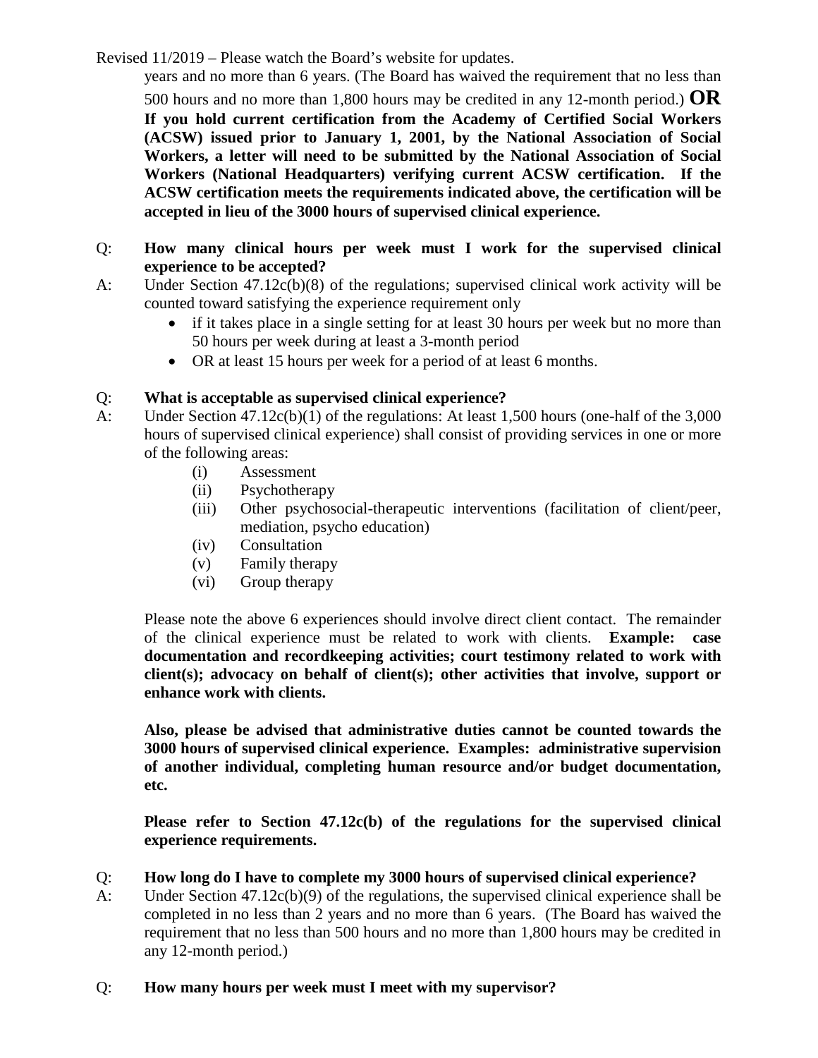years and no more than 6 years. (The Board has waived the requirement that no less than 500 hours and no more than 1,800 hours may be credited in any 12-month period.) **OR** **If you hold current certification from the Academy of Certified Social Workers (ACSW) issued prior to January 1, 2001, by the National Association of Social Workers, a letter will need to be submitted by the National Association of Social Workers (National Headquarters) verifying current ACSW certification. If the ACSW certification meets the requirements indicated above, the certification will be accepted in lieu of the 3000 hours of supervised clinical experience.**

Q: **How many clinical hours per week must I work for the supervised clinical experience to be accepted?**

A: Under Section 47.12c(b)(8) of the regulations; supervised clinical work activity will be counted toward satisfying the experience requirement only

- if it takes place in a single setting for at least 30 hours per week but no more than 50 hours per week during at least a 3-month period
- OR at least 15 hours per week for a period of at least 6 months.

Q: **What is acceptable as supervised clinical experience?**

A: Under Section 47.12c(b)(1) of the regulations: At least 1,500 hours (one-half of the 3,000 hours of supervised clinical experience) shall consist of providing services in one or more of the following areas:

(i) Assessment
(ii) Psychotherapy
(iii) Other psychosocial-therapeutic interventions (facilitation of client/peer, mediation, psycho education)
(iv) Consultation
(v) Family therapy
(vi) Group therapy

Please note the above 6 experiences should involve direct client contact. The remainder of the clinical experience must be related to work with clients. **Example: case documentation and recordkeeping activities; court testimony related to work with client(s); advocacy on behalf of client(s); other activities that involve, support or enhance work with clients.**

**Also, please be advised that administrative duties cannot be counted towards the 3000 hours of supervised clinical experience. Examples: administrative supervision of another individual, completing human resource and/or budget documentation, etc.**

**Please refer to Section 47.12c(b) of the regulations for the supervised clinical experience requirements.**

Q: **How long do I have to complete my 3000 hours of supervised clinical experience?**

A: Under Section 47.12c(b)(9) of the regulations, the supervised clinical experience shall be completed in no less than 2 years and no more than 6 years. (The Board has waived the requirement that no less than 500 hours and no more than 1,800 hours may be credited in any 12-month period.)

Q: **How many hours per week must I meet with my supervisor?**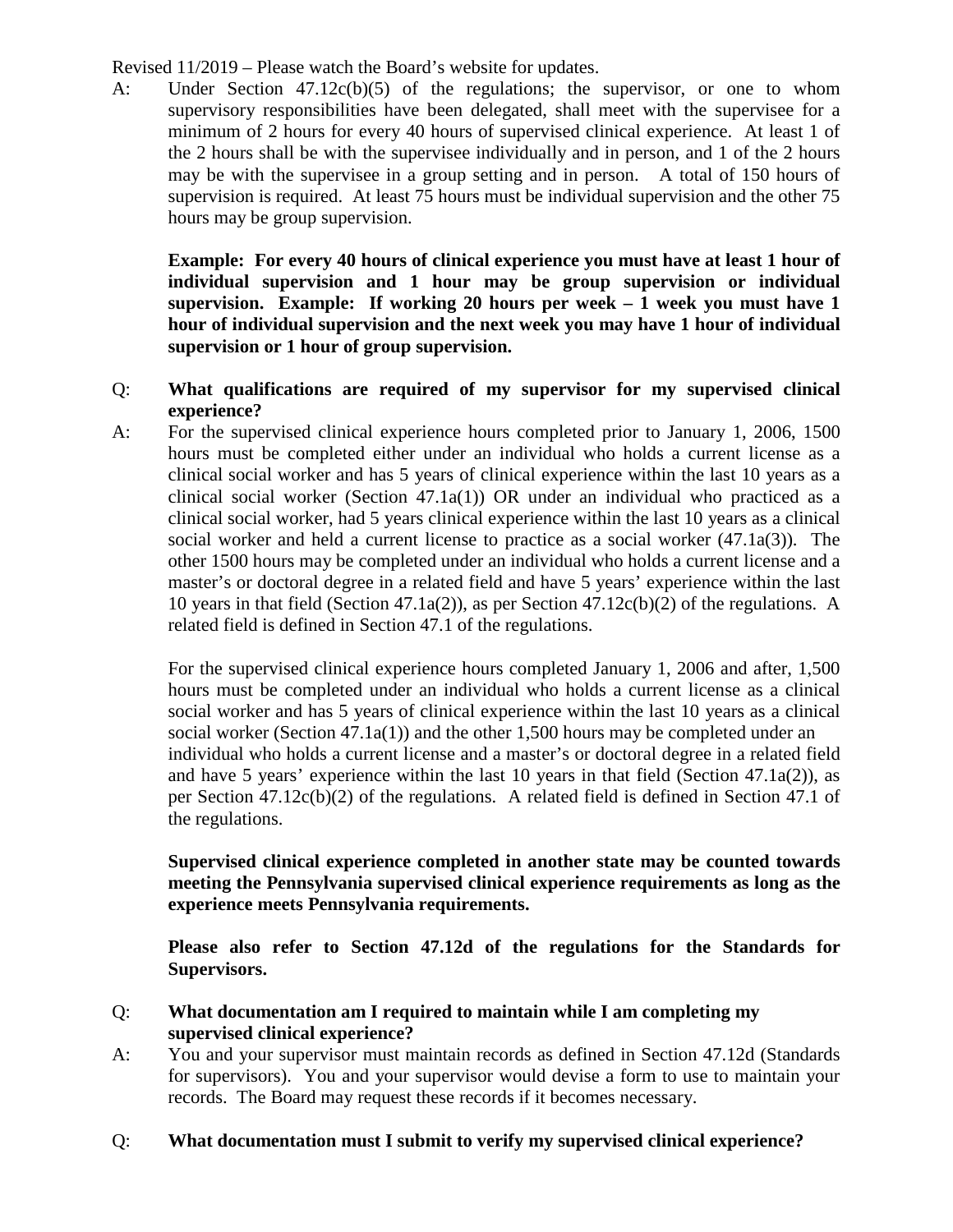Revised 11/2019 – Please watch the Board's website for updates.

A: Under Section 47.12c(b)(5) of the regulations; the supervisor, or one to whom supervisory responsibilities have been delegated, shall meet with the supervisee for a minimum of 2 hours for every 40 hours of supervised clinical experience. At least 1 of the 2 hours shall be with the supervisee individually and in person, and 1 of the 2 hours may be with the supervisee in a group setting and in person. A total of 150 hours of supervision is required. At least 75 hours must be individual supervision and the other 75 hours may be group supervision.

**Example: For every 40 hours of clinical experience you must have at least 1 hour of individual supervision and 1 hour may be group supervision or individual supervision. Example: If working 20 hours per week – 1 week you must have 1 hour of individual supervision and the next week you may have 1 hour of individual supervision or 1 hour of group supervision.**

Q: **What qualifications are required of my supervisor for my supervised clinical experience?**

A: For the supervised clinical experience hours completed prior to January 1, 2006, 1500 hours must be completed either under an individual who holds a current license as a clinical social worker and has 5 years of clinical experience within the last 10 years as a clinical social worker (Section 47.1a(1)) OR under an individual who practiced as a clinical social worker, had 5 years clinical experience within the last 10 years as a clinical social worker and held a current license to practice as a social worker (47.1a(3)). The other 1500 hours may be completed under an individual who holds a current license and a master's or doctoral degree in a related field and have 5 years' experience within the last 10 years in that field (Section 47.1a(2)), as per Section 47.12c(b)(2) of the regulations. A related field is defined in Section 47.1 of the regulations.

For the supervised clinical experience hours completed January 1, 2006 and after, 1,500 hours must be completed under an individual who holds a current license as a clinical social worker and has 5 years of clinical experience within the last 10 years as a clinical social worker (Section 47.1a(1)) and the other 1,500 hours may be completed under an individual who holds a current license and a master's or doctoral degree in a related field and have 5 years' experience within the last 10 years in that field (Section 47.1a(2)), as per Section 47.12c(b)(2) of the regulations. A related field is defined in Section 47.1 of the regulations.

**Supervised clinical experience completed in another state may be counted towards meeting the Pennsylvania supervised clinical experience requirements as long as the experience meets Pennsylvania requirements.**

**Please also refer to Section 47.12d of the regulations for the Standards for Supervisors.**

Q: **What documentation am I required to maintain while I am completing my supervised clinical experience?**

A: You and your supervisor must maintain records as defined in Section 47.12d (Standards for supervisors). You and your supervisor would devise a form to use to maintain your records. The Board may request these records if it becomes necessary.

Q: **What documentation must I submit to verify my supervised clinical experience?**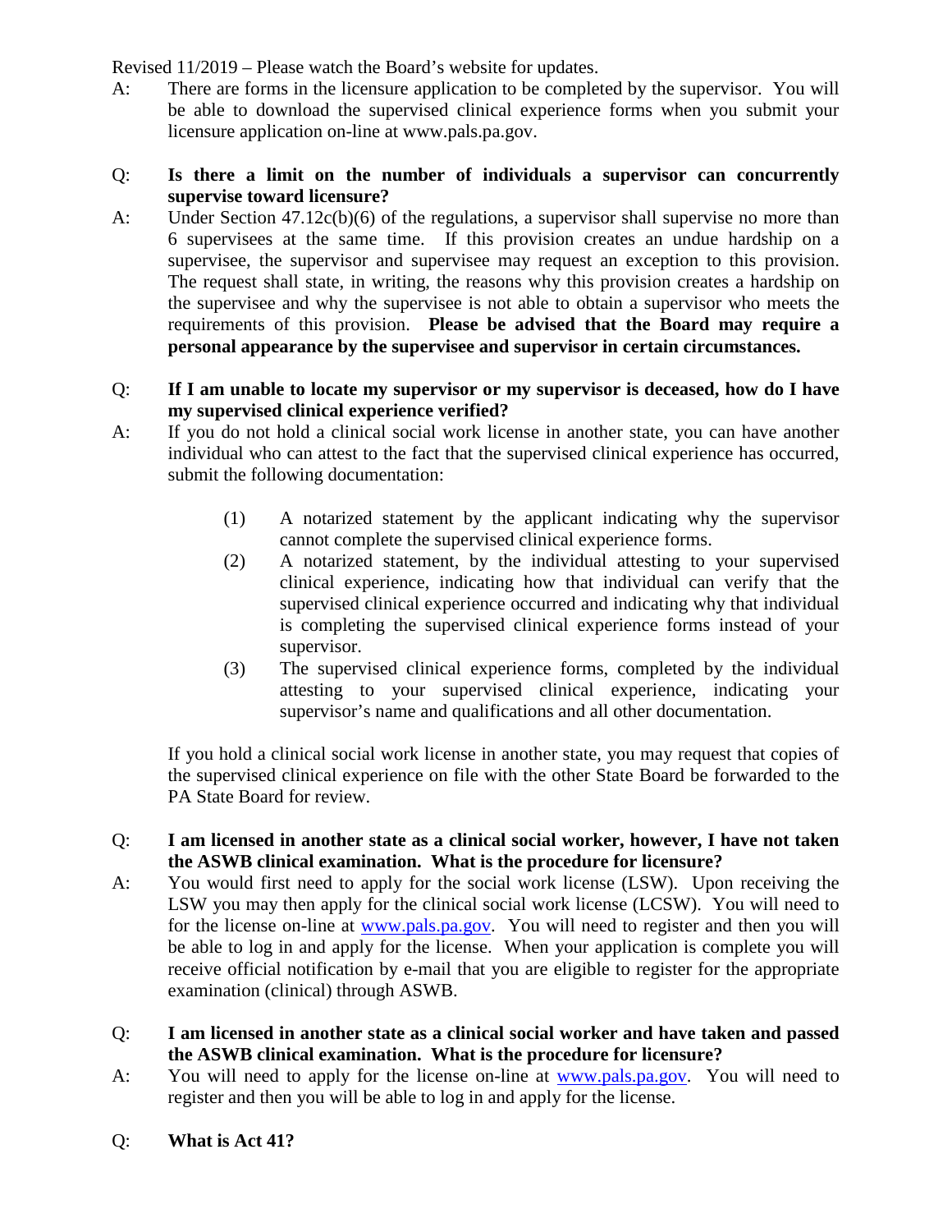A: There are forms in the licensure application to be completed by the supervisor. You will be able to download the supervised clinical experience forms when you submit your licensure application on-line at www.pals.pa.gov.

Q: **Is there a limit on the number of individuals a supervisor can concurrently supervise toward licensure?**

A: Under Section 47.12c(b)(6) of the regulations, a supervisor shall supervise no more than 6 supervisees at the same time. If this provision creates an undue hardship on a supervisee, the supervisor and supervisee may request an exception to this provision. The request shall state, in writing, the reasons why this provision creates a hardship on the supervisee and why the supervisee is not able to obtain a supervisor who meets the requirements of this provision. **Please be advised that the Board may require a personal appearance by the supervisee and supervisor in certain circumstances.**

Q: **If I am unable to locate my supervisor or my supervisor is deceased, how do I have my supervised clinical experience verified?**

A: If you do not hold a clinical social work license in another state, you can have another individual who can attest to the fact that the supervised clinical experience has occurred, submit the following documentation:

(1) A notarized statement by the applicant indicating why the supervisor cannot complete the supervised clinical experience forms.

(2) A notarized statement, by the individual attesting to your supervised clinical experience, indicating how that individual can verify that the supervised clinical experience occurred and indicating why that individual is completing the supervised clinical experience forms instead of your supervisor.

(3) The supervised clinical experience forms, completed by the individual attesting to your supervised clinical experience, indicating your supervisor's name and qualifications and all other documentation.

If you hold a clinical social work license in another state, you may request that copies of the supervised clinical experience on file with the other State Board be forwarded to the PA State Board for review.

Q: **I am licensed in another state as a clinical social worker, however, I have not taken the ASWB clinical examination. What is the procedure for licensure?**

A: You would first need to apply for the social work license (LSW). Upon receiving the LSW you may then apply for the clinical social work license (LCSW). You will need to for the license on-line at www.pals.pa.gov. You will need to register and then you will be able to log in and apply for the license. When your application is complete you will receive official notification by e-mail that you are eligible to register for the appropriate examination (clinical) through ASWB.

Q: **I am licensed in another state as a clinical social worker and have taken and passed the ASWB clinical examination. What is the procedure for licensure?**

A: You will need to apply for the license on-line at www.pals.pa.gov. You will need to register and then you will be able to log in and apply for the license.

Q: **What is Act 41?**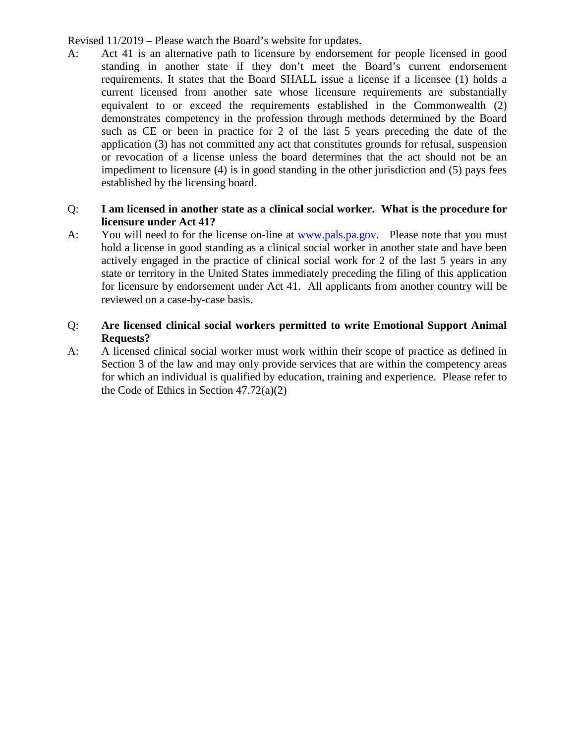Revised 11/2019 – Please watch the Board's website for updates.

A: Act 41 is an alternative path to licensure by endorsement for people licensed in good standing in another state if they don't meet the Board's current endorsement requirements. It states that the Board SHALL issue a license if a licensee (1) holds a current licensed from another sate whose licensure requirements are substantially equivalent to or exceed the requirements established in the Commonwealth (2) demonstrates competency in the profession through methods determined by the Board such as CE or been in practice for 2 of the last 5 years preceding the date of the application (3) has not committed any act that constitutes grounds for refusal, suspension or revocation of a license unless the board determines that the act should not be an impediment to licensure (4) is in good standing in the other jurisdiction and (5) pays fees established by the licensing board.

Q: **I am licensed in another state as a clinical social worker. What is the procedure for licensure under Act 41?**

A: You will need to for the license on-line at [www.pals.pa.gov](http://www.pals.pa.gov). Please note that you must hold a license in good standing as a clinical social worker in another state and have been actively engaged in the practice of clinical social work for 2 of the last 5 years in any state or territory in the United States immediately preceding the filing of this application for licensure by endorsement under Act 41. All applicants from another country will be reviewed on a case-by-case basis.

Q: **Are licensed clinical social workers permitted to write Emotional Support Animal Requests?**

A: A licensed clinical social worker must work within their scope of practice as defined in Section 3 of the law and may only provide services that are within the competency areas for which an individual is qualified by education, training and experience. Please refer to the Code of Ethics in Section 47.72(a)(2)